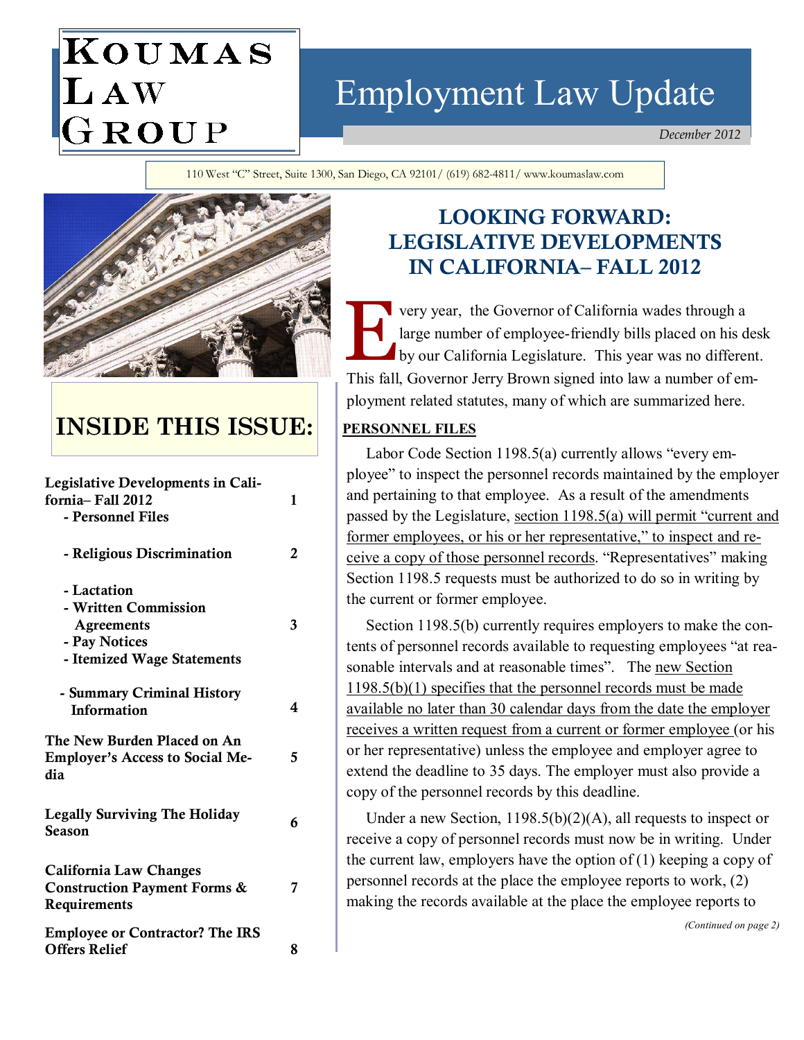# KOUMAS LAW GROUP

# Employment Law Update

*December 2012*

110 West "C" Street, Suite 1300, San Diego, CA 92101/ (619) 682-4811/ www.koumaslaw.com

## INSIDE THIS ISSUE:

| | |
|---|---|
| **Legislative Developments in California– Fall 2012** | **1** |
| **- Personnel Files** | |
| **- Religious Discrimination** | **2** |
| **- Lactation** | |
| **- Written Commission Agreements** | **3** |
| **- Pay Notices** | |
| **- Itemized Wage Statements** | |
| **- Summary Criminal History Information** | **4** |
| **The New Burden Placed on An Employer's Access to Social Media** | **5** |
| **Legally Surviving The Holiday Season** | **6** |
| **California Law Changes Construction Payment Forms & Requirements** | **7** |
| **Employee or Contractor? The IRS Offers Relief** | **8** |

## LOOKING FORWARD: LEGISLATIVE DEVELOPMENTS IN CALIFORNIA– FALL 2012

Every year, the Governor of California wades through a large number of employee-friendly bills placed on his desk by our California Legislature. This year was no different. This fall, Governor Jerry Brown signed into law a number of employment related statutes, many of which are summarized here.

**PERSONNEL FILES**

Labor Code Section 1198.5(a) currently allows "every employee" to inspect the personnel records maintained by the employer and pertaining to that employee. As a result of the amendments passed by the Legislature, section 1198.5(a) will permit "current and former employees, or his or her representative," to inspect and receive a copy of those personnel records. "Representatives" making Section 1198.5 requests must be authorized to do so in writing by the current or former employee.

Section 1198.5(b) currently requires employers to make the contents of personnel records available to requesting employees "at reasonable intervals and at reasonable times". The new Section 1198.5(b)(1) specifies that the personnel records must be made available no later than 30 calendar days from the date the employer receives a written request from a current or former employee (or his or her representative) unless the employee and employer agree to extend the deadline to 35 days. The employer must also provide a copy of the personnel records by this deadline.

Under a new Section, 1198.5(b)(2)(A), all requests to inspect or receive a copy of personnel records must now be in writing. Under the current law, employers have the option of (1) keeping a copy of personnel records at the place the employee reports to work, (2) making the records available at the place the employee reports to

*(Continued on page 2)*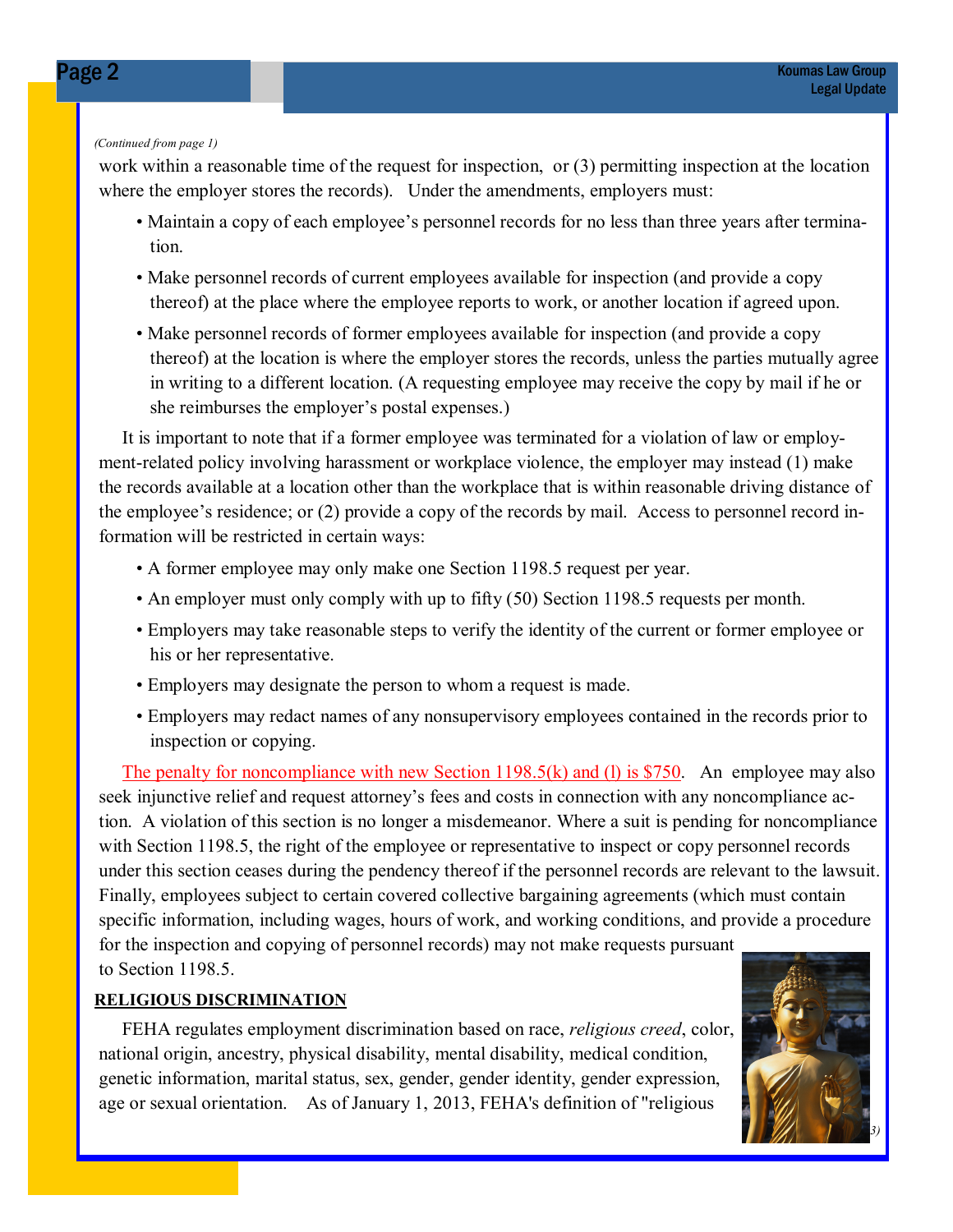*(Continued from page 1)*

work within a reasonable time of the request for inspection, or (3) permitting inspection at the location where the employer stores the records). Under the amendments, employers must:

- Maintain a copy of each employee's personnel records for no less than three years after termination.
- Make personnel records of current employees available for inspection (and provide a copy thereof) at the place where the employee reports to work, or another location if agreed upon.
- Make personnel records of former employees available for inspection (and provide a copy thereof) at the location is where the employer stores the records, unless the parties mutually agree in writing to a different location. (A requesting employee may receive the copy by mail if he or she reimburses the employer's postal expenses.)

It is important to note that if a former employee was terminated for a violation of law or employment-related policy involving harassment or workplace violence, the employer may instead (1) make the records available at a location other than the workplace that is within reasonable driving distance of the employee's residence; or (2) provide a copy of the records by mail. Access to personnel record information will be restricted in certain ways:

- A former employee may only make one Section 1198.5 request per year.
- An employer must only comply with up to fifty (50) Section 1198.5 requests per month.
- Employers may take reasonable steps to verify the identity of the current or former employee or his or her representative.
- Employers may designate the person to whom a request is made.
- Employers may redact names of any nonsupervisory employees contained in the records prior to inspection or copying.

The penalty for noncompliance with new Section 1198.5(k) and (l) is $750. An employee may also seek injunctive relief and request attorney's fees and costs in connection with any noncompliance action. A violation of this section is no longer a misdemeanor. Where a suit is pending for noncompliance with Section 1198.5, the right of the employee or representative to inspect or copy personnel records under this section ceases during the pendency thereof if the personnel records are relevant to the lawsuit. Finally, employees subject to certain covered collective bargaining agreements (which must contain specific information, including wages, hours of work, and working conditions, and provide a procedure for the inspection and copying of personnel records) may not make requests pursuant to Section 1198.5.

**RELIGIOUS DISCRIMINATION**

FEHA regulates employment discrimination based on race, *religious creed*, color, national origin, ancestry, physical disability, mental disability, medical condition, genetic information, marital status, sex, gender, gender identity, gender expression, age or sexual orientation. As of January 1, 2013, FEHA's definition of "religious

*(Continued on page 3)*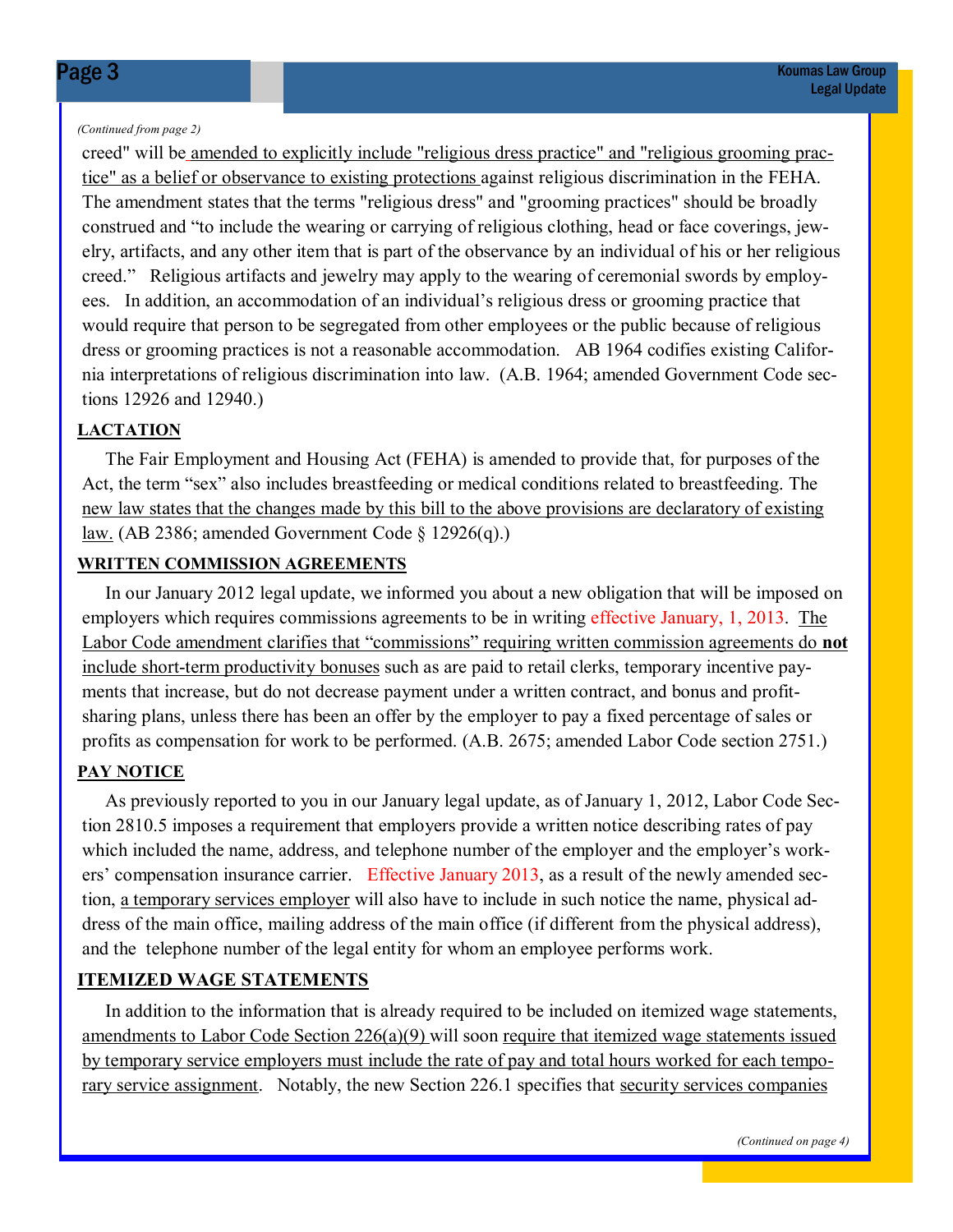*(Continued from page 2)*

creed" will be amended to explicitly include "religious dress practice" and "religious grooming practice" as a belief or observance to existing protections against religious discrimination in the FEHA. The amendment states that the terms "religious dress" and "grooming practices" should be broadly construed and "to include the wearing or carrying of religious clothing, head or face coverings, jewelry, artifacts, and any other item that is part of the observance by an individual of his or her religious creed." Religious artifacts and jewelry may apply to the wearing of ceremonial swords by employees. In addition, an accommodation of an individual's religious dress or grooming practice that would require that person to be segregated from other employees or the public because of religious dress or grooming practices is not a reasonable accommodation. AB 1964 codifies existing California interpretations of religious discrimination into law. (A.B. 1964; amended Government Code sections 12926 and 12940.)

## LACTATION

The Fair Employment and Housing Act (FEHA) is amended to provide that, for purposes of the Act, the term "sex" also includes breastfeeding or medical conditions related to breastfeeding. The new law states that the changes made by this bill to the above provisions are declaratory of existing law. (AB 2386; amended Government Code § 12926(q).)

## WRITTEN COMMISSION AGREEMENTS

In our January 2012 legal update, we informed you about a new obligation that will be imposed on employers which requires commissions agreements to be in writing effective January, 1, 2013. The Labor Code amendment clarifies that "commissions" requiring written commission agreements do **not** include short-term productivity bonuses such as are paid to retail clerks, temporary incentive payments that increase, but do not decrease payment under a written contract, and bonus and profit-sharing plans, unless there has been an offer by the employer to pay a fixed percentage of sales or profits as compensation for work to be performed. (A.B. 2675; amended Labor Code section 2751.)

## PAY NOTICE

As previously reported to you in our January legal update, as of January 1, 2012, Labor Code Section 2810.5 imposes a requirement that employers provide a written notice describing rates of pay which included the name, address, and telephone number of the employer and the employer's workers' compensation insurance carrier. Effective January 2013, as a result of the newly amended section, a temporary services employer will also have to include in such notice the name, physical address of the main office, mailing address of the main office (if different from the physical address), and the telephone number of the legal entity for whom an employee performs work.

## ITEMIZED WAGE STATEMENTS

In addition to the information that is already required to be included on itemized wage statements, amendments to Labor Code Section 226(a)(9) will soon require that itemized wage statements issued by temporary service employers must include the rate of pay and total hours worked for each temporary service assignment. Notably, the new Section 226.1 specifies that security services companies

*(Continued on page 4)*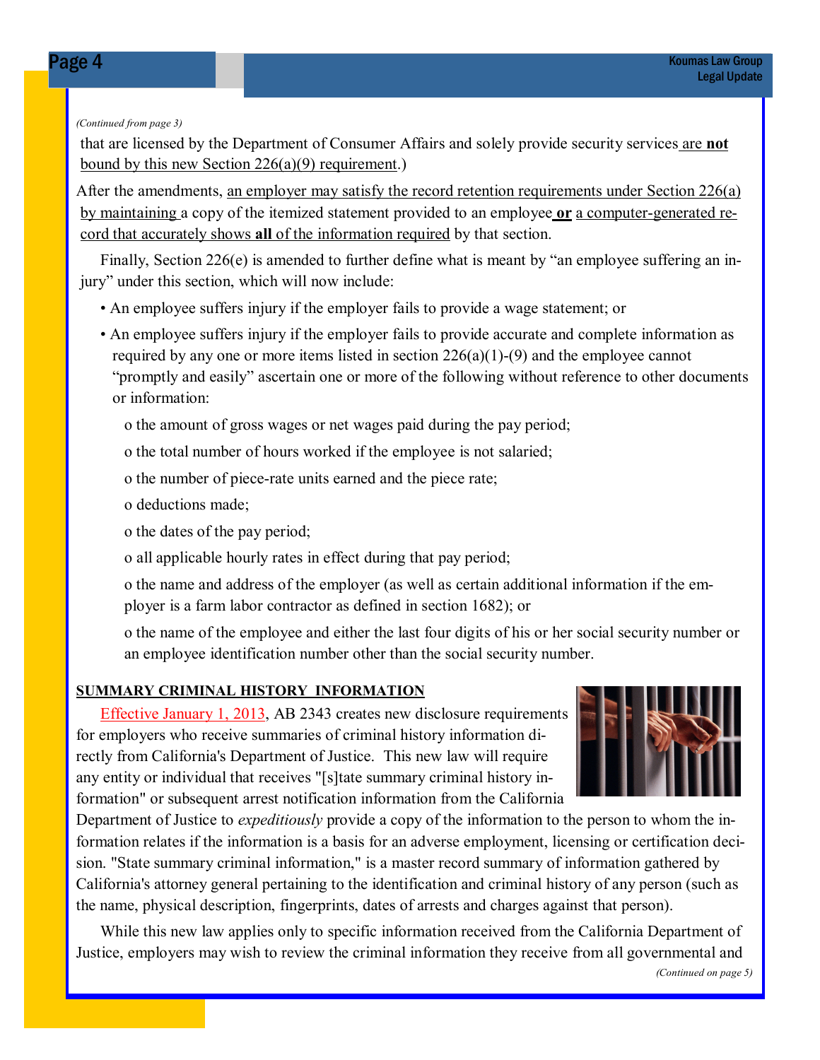*(Continued from page 3)*

that are licensed by the Department of Consumer Affairs and solely provide security services are **not** bound by this new Section 226(a)(9) requirement.)

After the amendments, an employer may satisfy the record retention requirements under Section 226(a) by maintaining a copy of the itemized statement provided to an employee **or** a computer-generated record that accurately shows **all** of the information required by that section.

Finally, Section 226(e) is amended to further define what is meant by "an employee suffering an injury" under this section, which will now include:

- An employee suffers injury if the employer fails to provide a wage statement; or
- An employee suffers injury if the employer fails to provide accurate and complete information as required by any one or more items listed in section 226(a)(1)-(9) and the employee cannot "promptly and easily" ascertain one or more of the following without reference to other documents or information:
  - the amount of gross wages or net wages paid during the pay period;
  - the total number of hours worked if the employee is not salaried;
  - the number of piece-rate units earned and the piece rate;
  - deductions made;
  - the dates of the pay period;
  - all applicable hourly rates in effect during that pay period;
  - the name and address of the employer (as well as certain additional information if the employer is a farm labor contractor as defined in section 1682); or
  - the name of the employee and either the last four digits of his or her social security number or an employee identification number other than the social security number.

**SUMMARY CRIMINAL HISTORY INFORMATION**

Effective January 1, 2013, AB 2343 creates new disclosure requirements for employers who receive summaries of criminal history information directly from California's Department of Justice. This new law will require any entity or individual that receives "[s]tate summary criminal history information" or subsequent arrest notification information from the California Department of Justice to *expeditiously* provide a copy of the information to the person to whom the information relates if the information is a basis for an adverse employment, licensing or certification decision. "State summary criminal information," is a master record summary of information gathered by California's attorney general pertaining to the identification and criminal history of any person (such as the name, physical description, fingerprints, dates of arrests and charges against that person).

While this new law applies only to specific information received from the California Department of Justice, employers may wish to review the criminal information they receive from all governmental and

*(Continued on page 5)*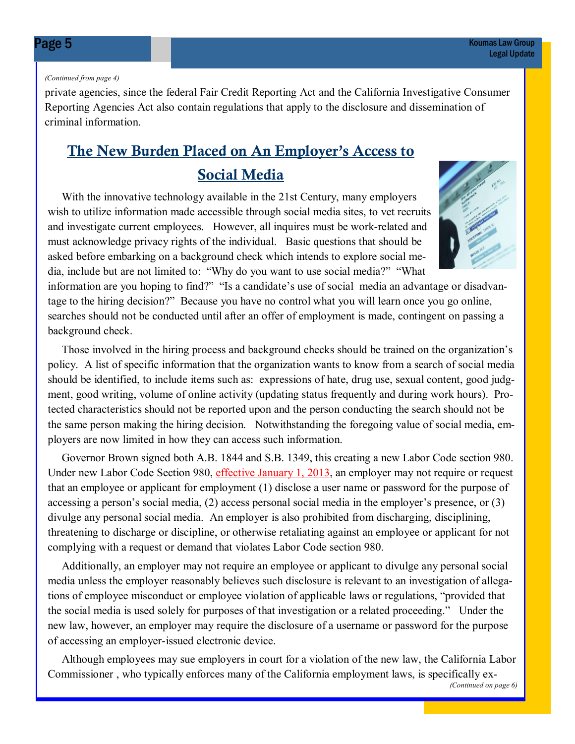*(Continued from page 4)*

private agencies, since the federal Fair Credit Reporting Act and the California Investigative Consumer Reporting Agencies Act also contain regulations that apply to the disclosure and dissemination of criminal information.

## The New Burden Placed on An Employer's Access to Social Media

With the innovative technology available in the 21st Century, many employers wish to utilize information made accessible through social media sites, to vet recruits and investigate current employees. However, all inquires must be work-related and must acknowledge privacy rights of the individual. Basic questions that should be asked before embarking on a background check which intends to explore social media, include but are not limited to: "Why do you want to use social media?" "What information are you hoping to find?" "Is a candidate's use of social media an advantage or disadvantage to the hiring decision?" Because you have no control what you will learn once you go online, searches should not be conducted until after an offer of employment is made, contingent on passing a background check.

Those involved in the hiring process and background checks should be trained on the organization's policy. A list of specific information that the organization wants to know from a search of social media should be identified, to include items such as: expressions of hate, drug use, sexual content, good judgment, good writing, volume of online activity (updating status frequently and during work hours). Protected characteristics should not be reported upon and the person conducting the search should not be the same person making the hiring decision. Notwithstanding the foregoing value of social media, employers are now limited in how they can access such information.

Governor Brown signed both A.B. 1844 and S.B. 1349, this creating a new Labor Code section 980. Under new Labor Code Section 980, effective January 1, 2013, an employer may not require or request that an employee or applicant for employment (1) disclose a user name or password for the purpose of accessing a person's social media, (2) access personal social media in the employer's presence, or (3) divulge any personal social media. An employer is also prohibited from discharging, disciplining, threatening to discharge or discipline, or otherwise retaliating against an employee or applicant for not complying with a request or demand that violates Labor Code section 980.

Additionally, an employer may not require an employee or applicant to divulge any personal social media unless the employer reasonably believes such disclosure is relevant to an investigation of allegations of employee misconduct or employee violation of applicable laws or regulations, "provided that the social media is used solely for purposes of that investigation or a related proceeding." Under the new law, however, an employer may require the disclosure of a username or password for the purpose of accessing an employer-issued electronic device.

Although employees may sue employers in court for a violation of the new law, the California Labor Commissioner , who typically enforces many of the California employment laws, is specifically ex-

*(Continued on page 6)*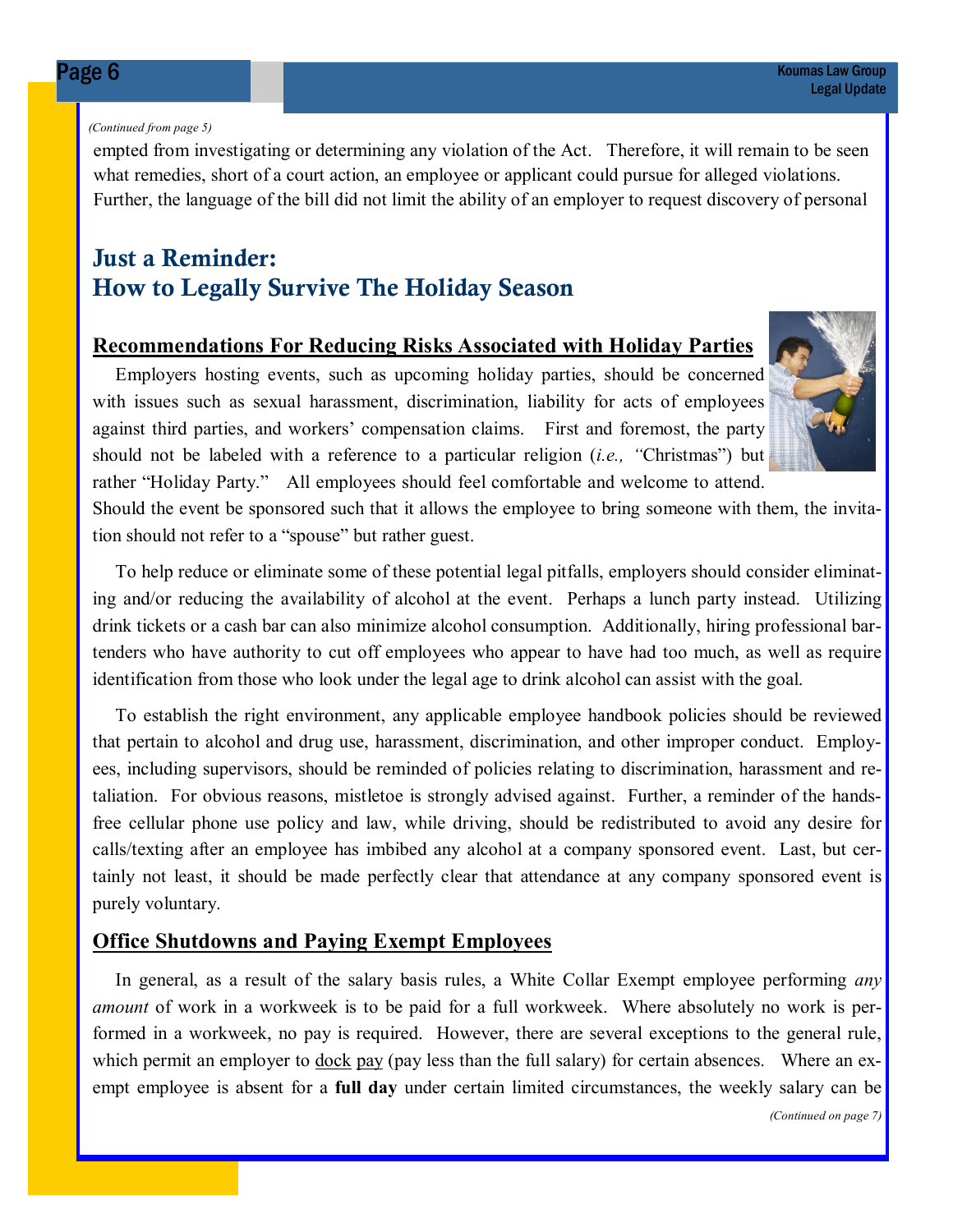*(Continued from page 5)*

empted from investigating or determining any violation of the Act. Therefore, it will remain to be seen what remedies, short of a court action, an employee or applicant could pursue for alleged violations. Further, the language of the bill did not limit the ability of an employer to request discovery of personal

## Just a Reminder: How to Legally Survive The Holiday Season

### Recommendations For Reducing Risks Associated with Holiday Parties

Employers hosting events, such as upcoming holiday parties, should be concerned with issues such as sexual harassment, discrimination, liability for acts of employees against third parties, and workers' compensation claims. First and foremost, the party should not be labeled with a reference to a particular religion (*i.e., "*Christmas") but rather "Holiday Party." All employees should feel comfortable and welcome to attend. Should the event be sponsored such that it allows the employee to bring someone with them, the invitation should not refer to a "spouse" but rather guest.

To help reduce or eliminate some of these potential legal pitfalls, employers should consider eliminating and/or reducing the availability of alcohol at the event. Perhaps a lunch party instead. Utilizing drink tickets or a cash bar can also minimize alcohol consumption. Additionally, hiring professional bartenders who have authority to cut off employees who appear to have had too much, as well as require identification from those who look under the legal age to drink alcohol can assist with the goal.

To establish the right environment, any applicable employee handbook policies should be reviewed that pertain to alcohol and drug use, harassment, discrimination, and other improper conduct. Employees, including supervisors, should be reminded of policies relating to discrimination, harassment and retaliation. For obvious reasons, mistletoe is strongly advised against. Further, a reminder of the hands-free cellular phone use policy and law, while driving, should be redistributed to avoid any desire for calls/texting after an employee has imbibed any alcohol at a company sponsored event. Last, but certainly not least, it should be made perfectly clear that attendance at any company sponsored event is purely voluntary.

### Office Shutdowns and Paying Exempt Employees

In general, as a result of the salary basis rules, a White Collar Exempt employee performing *any amount* of work in a workweek is to be paid for a full workweek. Where absolutely no work is performed in a workweek, no pay is required. However, there are several exceptions to the general rule, which permit an employer to dock pay (pay less than the full salary) for certain absences. Where an exempt employee is absent for a **full day** under certain limited circumstances, the weekly salary can be

*(Continued on page 7)*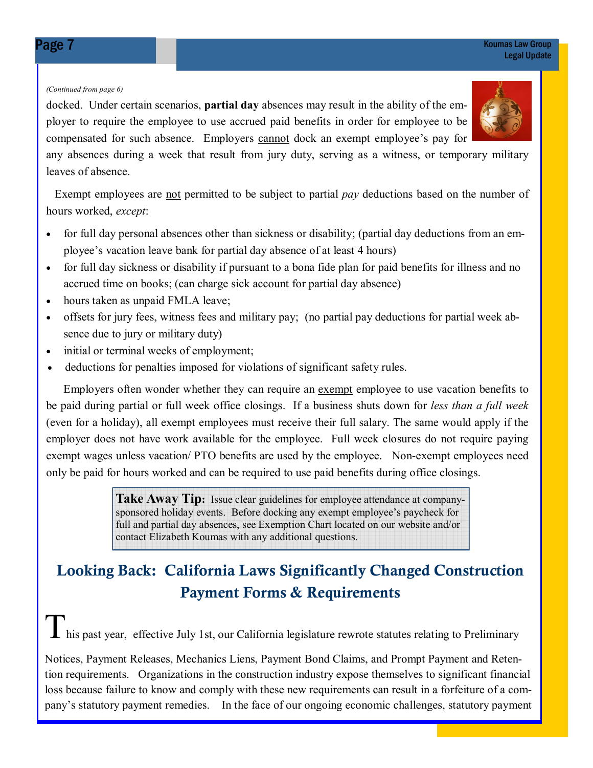*(Continued from page 6)*

docked. Under certain scenarios, **partial day** absences may result in the ability of the employer to require the employee to use accrued paid benefits in order for employee to be compensated for such absence. Employers cannot dock an exempt employee's pay for any absences during a week that result from jury duty, serving as a witness, or temporary military leaves of absence.

Exempt employees are not permitted to be subject to partial *pay* deductions based on the number of hours worked, *except*:

- for full day personal absences other than sickness or disability; (partial day deductions from an employee's vacation leave bank for partial day absence of at least 4 hours)
- for full day sickness or disability if pursuant to a bona fide plan for paid benefits for illness and no accrued time on books; (can charge sick account for partial day absence)
- hours taken as unpaid FMLA leave;
- offsets for jury fees, witness fees and military pay; (no partial pay deductions for partial week absence due to jury or military duty)
- initial or terminal weeks of employment;
- deductions for penalties imposed for violations of significant safety rules.

Employers often wonder whether they can require an exempt employee to use vacation benefits to be paid during partial or full week office closings. If a business shuts down for *less than a full week* (even for a holiday), all exempt employees must receive their full salary. The same would apply if the employer does not have work available for the employee. Full week closures do not require paying exempt wages unless vacation/ PTO benefits are used by the employee. Non-exempt employees need only be paid for hours worked and can be required to use paid benefits during office closings.

> **Take Away Tip:** Issue clear guidelines for employee attendance at company-sponsored holiday events. Before docking any exempt employee's paycheck for full and partial day absences, see Exemption Chart located on our website and/or contact Elizabeth Koumas with any additional questions.

## Looking Back: California Laws Significantly Changed Construction Payment Forms & Requirements

This past year, effective July 1st, our California legislature rewrote statutes relating to Preliminary Notices, Payment Releases, Mechanics Liens, Payment Bond Claims, and Prompt Payment and Retention requirements. Organizations in the construction industry expose themselves to significant financial loss because failure to know and comply with these new requirements can result in a forfeiture of a company's statutory payment remedies. In the face of our ongoing economic challenges, statutory payment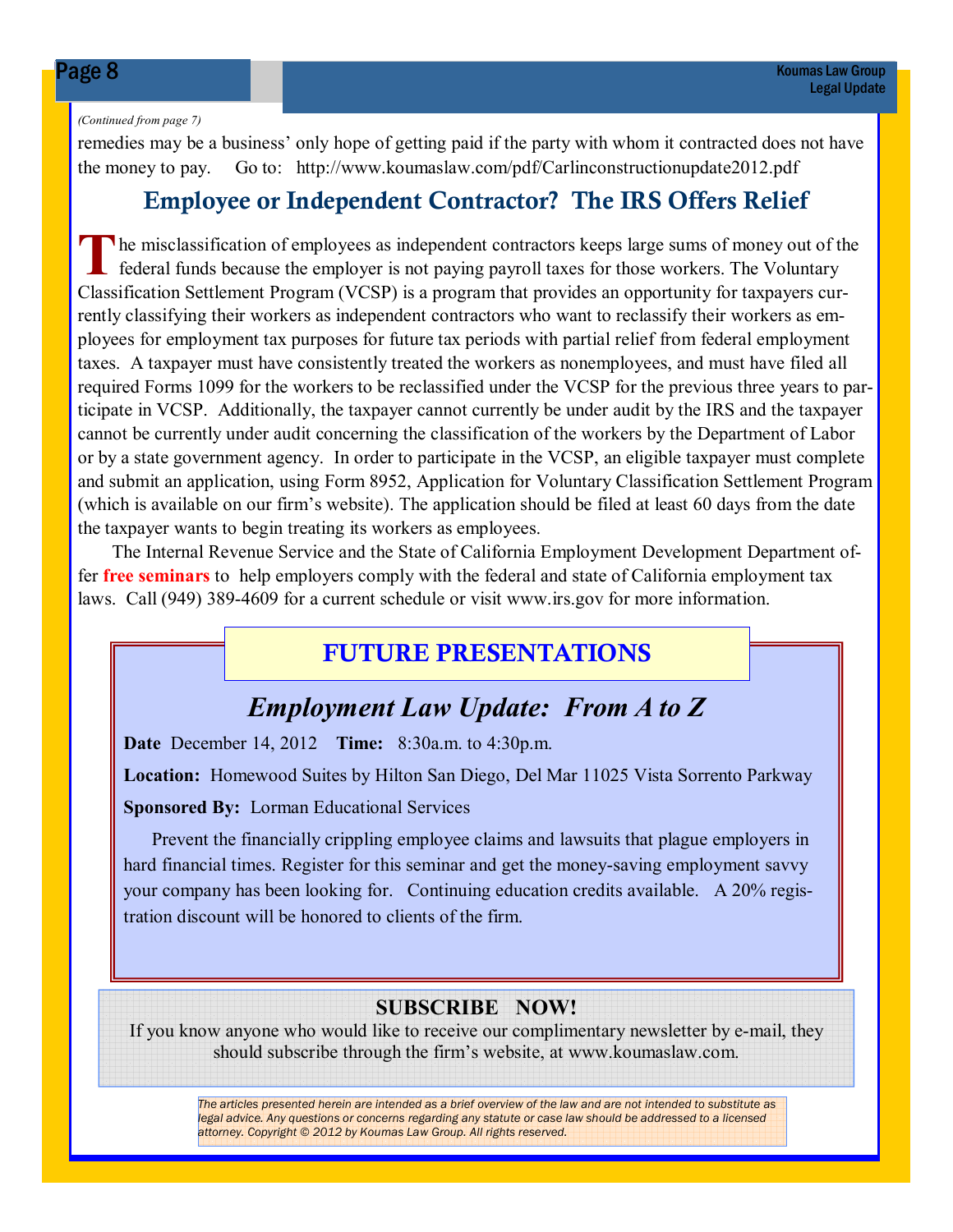*(Continued from page 7)*

remedies may be a business' only hope of getting paid if the party with whom it contracted does not have the money to pay. Go to: http://www.koumaslaw.com/pdf/Carlinconstructionupdate2012.pdf

## Employee or Independent Contractor? The IRS Offers Relief

The misclassification of employees as independent contractors keeps large sums of money out of the federal funds because the employer is not paying payroll taxes for those workers. The Voluntary Classification Settlement Program (VCSP) is a program that provides an opportunity for taxpayers currently classifying their workers as independent contractors who want to reclassify their workers as employees for employment tax purposes for future tax periods with partial relief from federal employment taxes. A taxpayer must have consistently treated the workers as nonemployees, and must have filed all required Forms 1099 for the workers to be reclassified under the VCSP for the previous three years to participate in VCSP. Additionally, the taxpayer cannot currently be under audit by the IRS and the taxpayer cannot be currently under audit concerning the classification of the workers by the Department of Labor or by a state government agency. In order to participate in the VCSP, an eligible taxpayer must complete and submit an application, using Form 8952, Application for Voluntary Classification Settlement Program (which is available on our firm's website). The application should be filed at least 60 days from the date the taxpayer wants to begin treating its workers as employees.

The Internal Revenue Service and the State of California Employment Development Department offer **free seminars** to help employers comply with the federal and state of California employment tax laws. Call (949) 389-4609 for a current schedule or visit www.irs.gov for more information.

## FUTURE PRESENTATIONS

### *Employment Law Update: From A to Z*

**Date** December 14, 2012 **Time:** 8:30a.m. to 4:30p.m.

**Location:** Homewood Suites by Hilton San Diego, Del Mar 11025 Vista Sorrento Parkway

**Sponsored By:** Lorman Educational Services

Prevent the financially crippling employee claims and lawsuits that plague employers in hard financial times. Register for this seminar and get the money-saving employment savvy your company has been looking for. Continuing education credits available. A 20% registration discount will be honored to clients of the firm.

**SUBSCRIBE NOW!**

If you know anyone who would like to receive our complimentary newsletter by e-mail, they should subscribe through the firm's website, at www.koumaslaw.com.

*The articles presented herein are intended as a brief overview of the law and are not intended to substitute as legal advice. Any questions or concerns regarding any statute or case law should be addressed to a licensed attorney. Copyright © 2012 by Koumas Law Group. All rights reserved.*